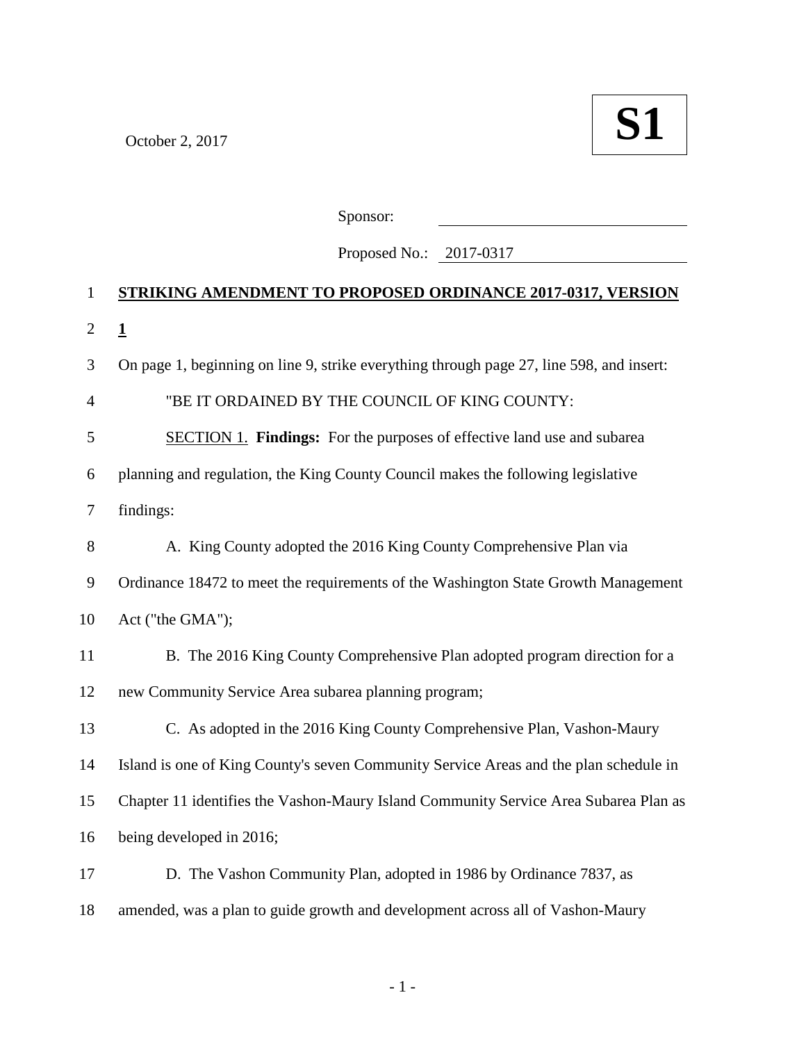October 2, 2017

**S1**

Sponsor: ____________________

Proposed No.: 2017-0317

**STRIKING AMENDMENT TO PROPOSED ORDINANCE 2017-0317, VERSION 1**

On page 1, beginning on line 9, strike everything through page 27, line 598, and insert:

"BE IT ORDAINED BY THE COUNCIL OF KING COUNTY:

SECTION 1. **Findings:** For the purposes of effective land use and subarea planning and regulation, the King County Council makes the following legislative findings:

A. King County adopted the 2016 King County Comprehensive Plan via Ordinance 18472 to meet the requirements of the Washington State Growth Management Act ("the GMA");

B. The 2016 King County Comprehensive Plan adopted program direction for a new Community Service Area subarea planning program;

C. As adopted in the 2016 King County Comprehensive Plan, Vashon-Maury Island is one of King County's seven Community Service Areas and the plan schedule in Chapter 11 identifies the Vashon-Maury Island Community Service Area Subarea Plan as being developed in 2016;

D. The Vashon Community Plan, adopted in 1986 by Ordinance 7837, as amended, was a plan to guide growth and development across all of Vashon-Maury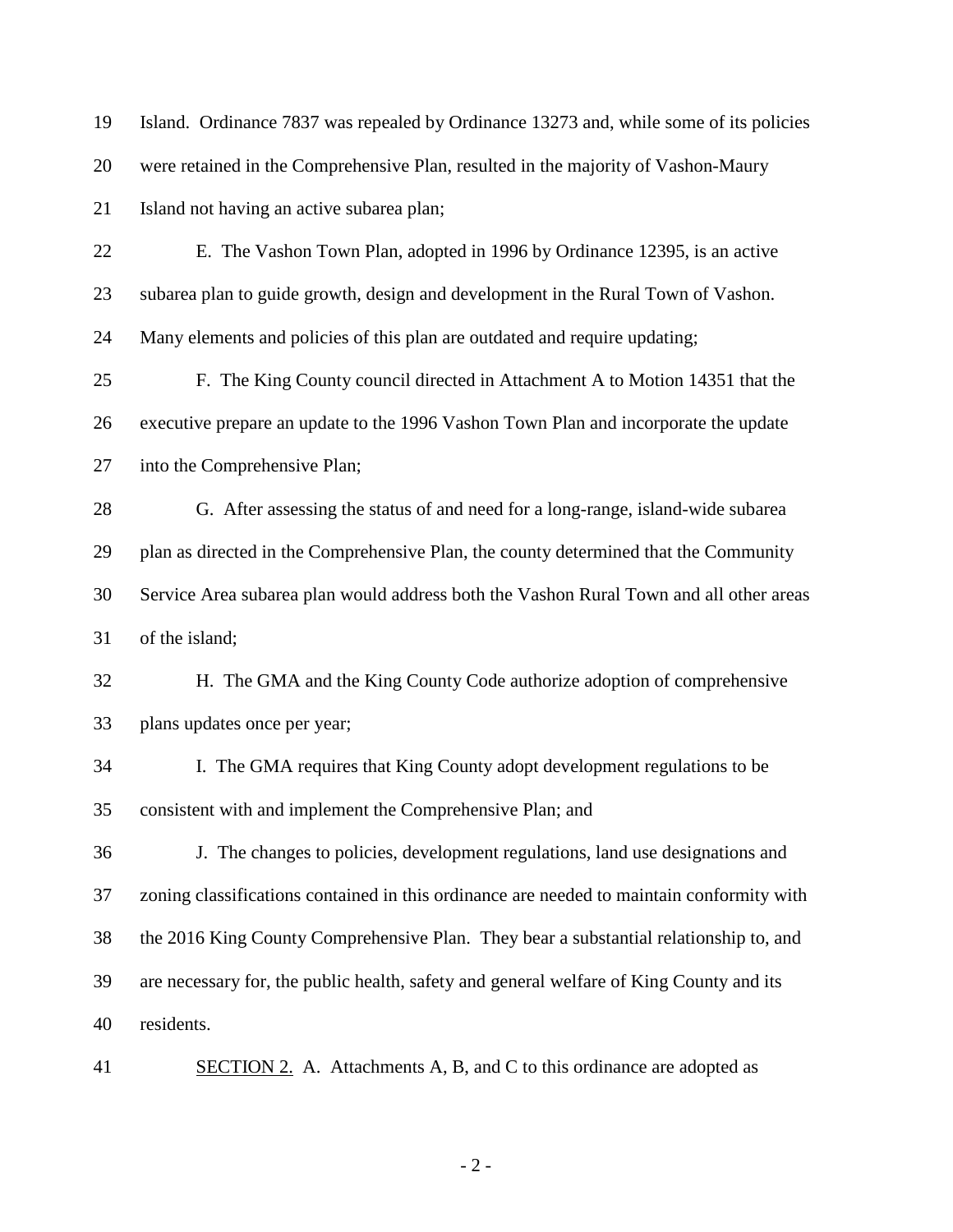Island. Ordinance 7837 was repealed by Ordinance 13273 and, while some of its policies were retained in the Comprehensive Plan, resulted in the majority of Vashon-Maury Island not having an active subarea plan;

E. The Vashon Town Plan, adopted in 1996 by Ordinance 12395, is an active subarea plan to guide growth, design and development in the Rural Town of Vashon. Many elements and policies of this plan are outdated and require updating;

F. The King County council directed in Attachment A to Motion 14351 that the executive prepare an update to the 1996 Vashon Town Plan and incorporate the update into the Comprehensive Plan;

G. After assessing the status of and need for a long-range, island-wide subarea plan as directed in the Comprehensive Plan, the county determined that the Community Service Area subarea plan would address both the Vashon Rural Town and all other areas of the island;

H. The GMA and the King County Code authorize adoption of comprehensive plans updates once per year;

I. The GMA requires that King County adopt development regulations to be consistent with and implement the Comprehensive Plan; and

J. The changes to policies, development regulations, land use designations and zoning classifications contained in this ordinance are needed to maintain conformity with the 2016 King County Comprehensive Plan. They bear a substantial relationship to, and are necessary for, the public health, safety and general welfare of King County and its residents.

<u>SECTION 2.</u> A. Attachments A, B, and C to this ordinance are adopted as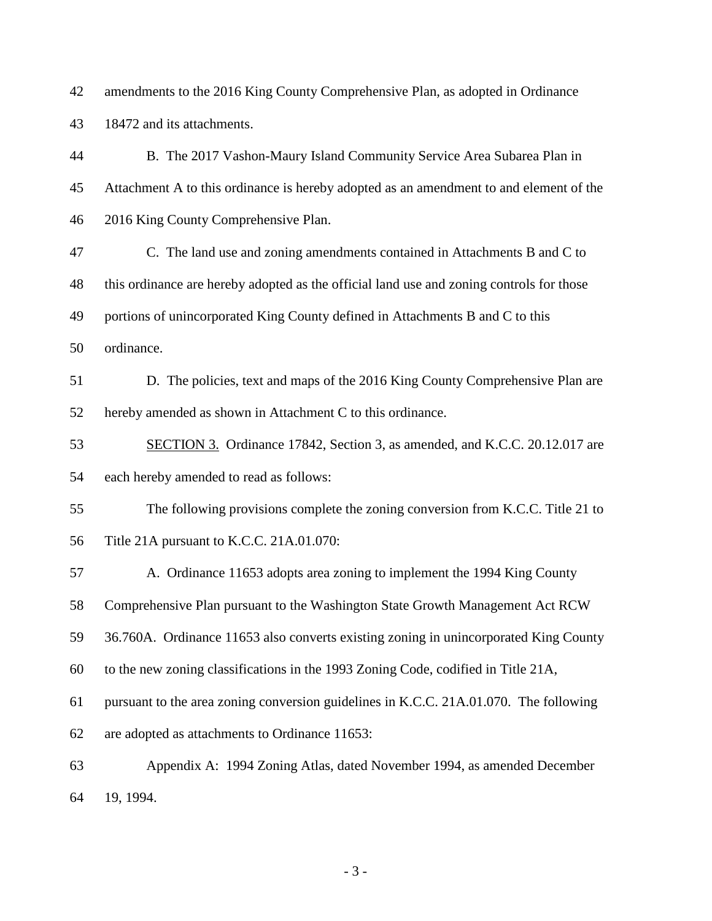amendments to the 2016 King County Comprehensive Plan, as adopted in Ordinance 18472 and its attachments.

B. The 2017 Vashon-Maury Island Community Service Area Subarea Plan in Attachment A to this ordinance is hereby adopted as an amendment to and element of the 2016 King County Comprehensive Plan.

C. The land use and zoning amendments contained in Attachments B and C to this ordinance are hereby adopted as the official land use and zoning controls for those portions of unincorporated King County defined in Attachments B and C to this ordinance.

D. The policies, text and maps of the 2016 King County Comprehensive Plan are hereby amended as shown in Attachment C to this ordinance.

SECTION 3. Ordinance 17842, Section 3, as amended, and K.C.C. 20.12.017 are each hereby amended to read as follows:

The following provisions complete the zoning conversion from K.C.C. Title 21 to Title 21A pursuant to K.C.C. 21A.01.070:

A. Ordinance 11653 adopts area zoning to implement the 1994 King County Comprehensive Plan pursuant to the Washington State Growth Management Act RCW 36.760A. Ordinance 11653 also converts existing zoning in unincorporated King County to the new zoning classifications in the 1993 Zoning Code, codified in Title 21A, pursuant to the area zoning conversion guidelines in K.C.C. 21A.01.070. The following are adopted as attachments to Ordinance 11653:

Appendix A: 1994 Zoning Atlas, dated November 1994, as amended December 19, 1994.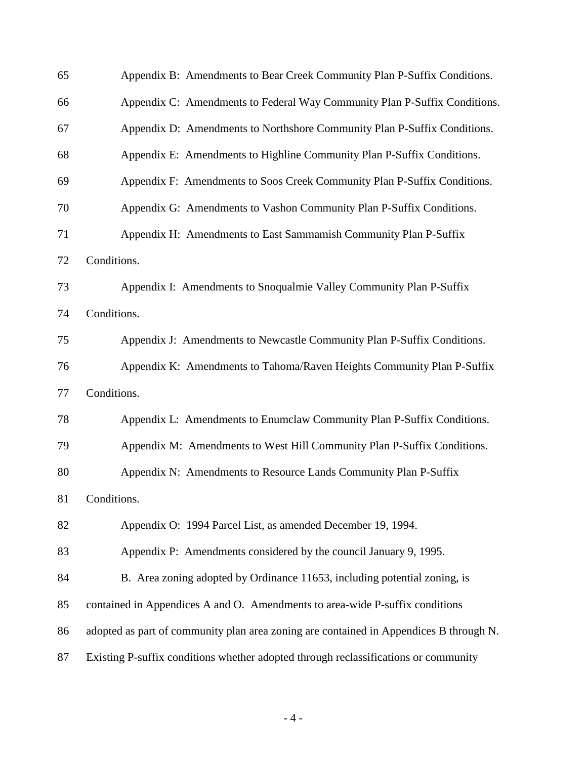Appendix B: Amendments to Bear Creek Community Plan P-Suffix Conditions.

Appendix C: Amendments to Federal Way Community Plan P-Suffix Conditions.

Appendix D: Amendments to Northshore Community Plan P-Suffix Conditions.

Appendix E: Amendments to Highline Community Plan P-Suffix Conditions.

Appendix F: Amendments to Soos Creek Community Plan P-Suffix Conditions.

Appendix G: Amendments to Vashon Community Plan P-Suffix Conditions.

Appendix H: Amendments to East Sammamish Community Plan P-Suffix Conditions.

Appendix I: Amendments to Snoqualmie Valley Community Plan P-Suffix Conditions.

Appendix J: Amendments to Newcastle Community Plan P-Suffix Conditions.

Appendix K: Amendments to Tahoma/Raven Heights Community Plan P-Suffix Conditions.

Appendix L: Amendments to Enumclaw Community Plan P-Suffix Conditions.

Appendix M: Amendments to West Hill Community Plan P-Suffix Conditions.

Appendix N: Amendments to Resource Lands Community Plan P-Suffix Conditions.

Appendix O: 1994 Parcel List, as amended December 19, 1994.

Appendix P: Amendments considered by the council January 9, 1995.

B. Area zoning adopted by Ordinance 11653, including potential zoning, is contained in Appendices A and O. Amendments to area-wide P-suffix conditions adopted as part of community plan area zoning are contained in Appendices B through N. Existing P-suffix conditions whether adopted through reclassifications or community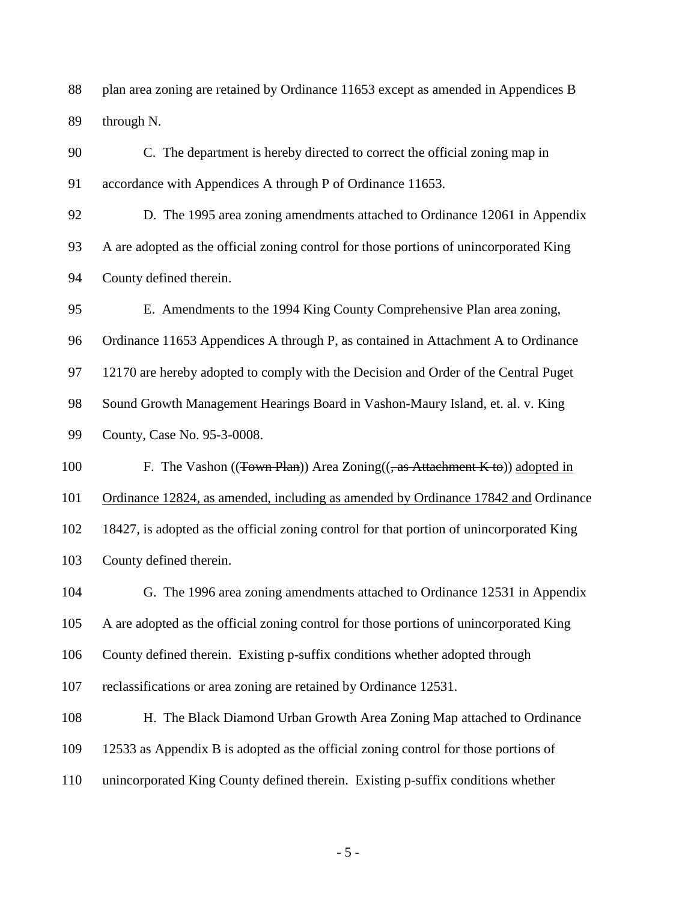plan area zoning are retained by Ordinance 11653 except as amended in Appendices B through N.

C. The department is hereby directed to correct the official zoning map in accordance with Appendices A through P of Ordinance 11653.

D. The 1995 area zoning amendments attached to Ordinance 12061 in Appendix A are adopted as the official zoning control for those portions of unincorporated King County defined therein.

E. Amendments to the 1994 King County Comprehensive Plan area zoning, Ordinance 11653 Appendices A through P, as contained in Attachment A to Ordinance 12170 are hereby adopted to comply with the Decision and Order of the Central Puget Sound Growth Management Hearings Board in Vashon-Maury Island, et. al. v. King County, Case No. 95-3-0008.

F. The Vashon ((~~Town Plan~~)) Area Zoning((~~, as Attachment K to~~)) <u>adopted in Ordinance 12824, as amended, including as amended by Ordinance 17842 and</u> Ordinance 18427, is adopted as the official zoning control for that portion of unincorporated King County defined therein.

G. The 1996 area zoning amendments attached to Ordinance 12531 in Appendix A are adopted as the official zoning control for those portions of unincorporated King County defined therein. Existing p-suffix conditions whether adopted through reclassifications or area zoning are retained by Ordinance 12531.

H. The Black Diamond Urban Growth Area Zoning Map attached to Ordinance 12533 as Appendix B is adopted as the official zoning control for those portions of unincorporated King County defined therein. Existing p-suffix conditions whether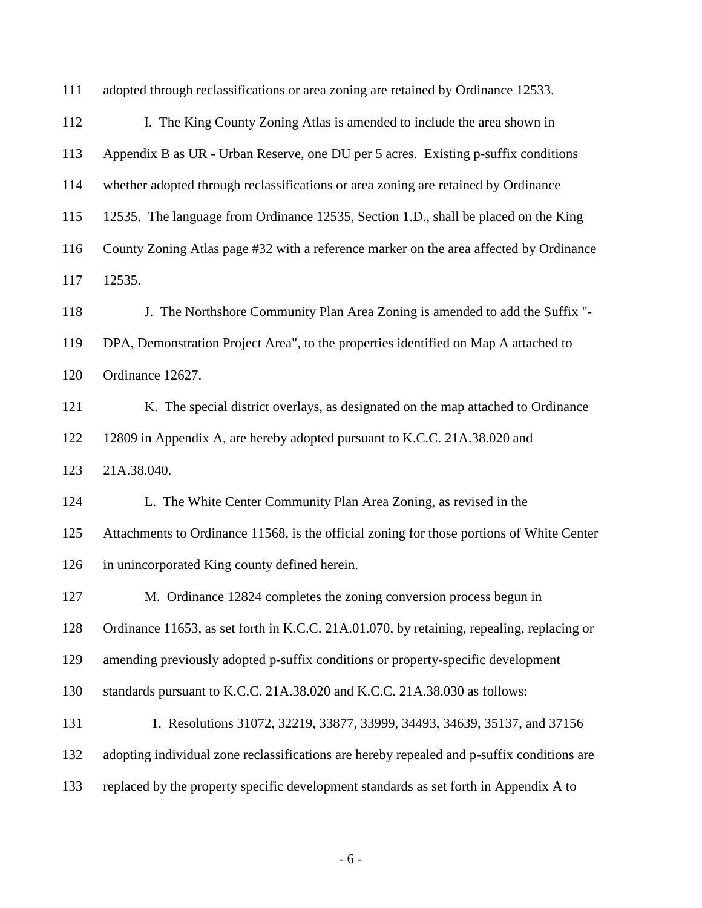adopted through reclassifications or area zoning are retained by Ordinance 12533.

I. The King County Zoning Atlas is amended to include the area shown in Appendix B as UR - Urban Reserve, one DU per 5 acres. Existing p-suffix conditions whether adopted through reclassifications or area zoning are retained by Ordinance 12535. The language from Ordinance 12535, Section 1.D., shall be placed on the King County Zoning Atlas page #32 with a reference marker on the area affected by Ordinance 12535.

J. The Northshore Community Plan Area Zoning is amended to add the Suffix "-DPA, Demonstration Project Area", to the properties identified on Map A attached to Ordinance 12627.

K. The special district overlays, as designated on the map attached to Ordinance 12809 in Appendix A, are hereby adopted pursuant to K.C.C. 21A.38.020 and 21A.38.040.

L. The White Center Community Plan Area Zoning, as revised in the Attachments to Ordinance 11568, is the official zoning for those portions of White Center in unincorporated King county defined herein.

M. Ordinance 12824 completes the zoning conversion process begun in Ordinance 11653, as set forth in K.C.C. 21A.01.070, by retaining, repealing, replacing or amending previously adopted p-suffix conditions or property-specific development standards pursuant to K.C.C. 21A.38.020 and K.C.C. 21A.38.030 as follows:

1. Resolutions 31072, 32219, 33877, 33999, 34493, 34639, 35137, and 37156 adopting individual zone reclassifications are hereby repealed and p-suffix conditions are replaced by the property specific development standards as set forth in Appendix A to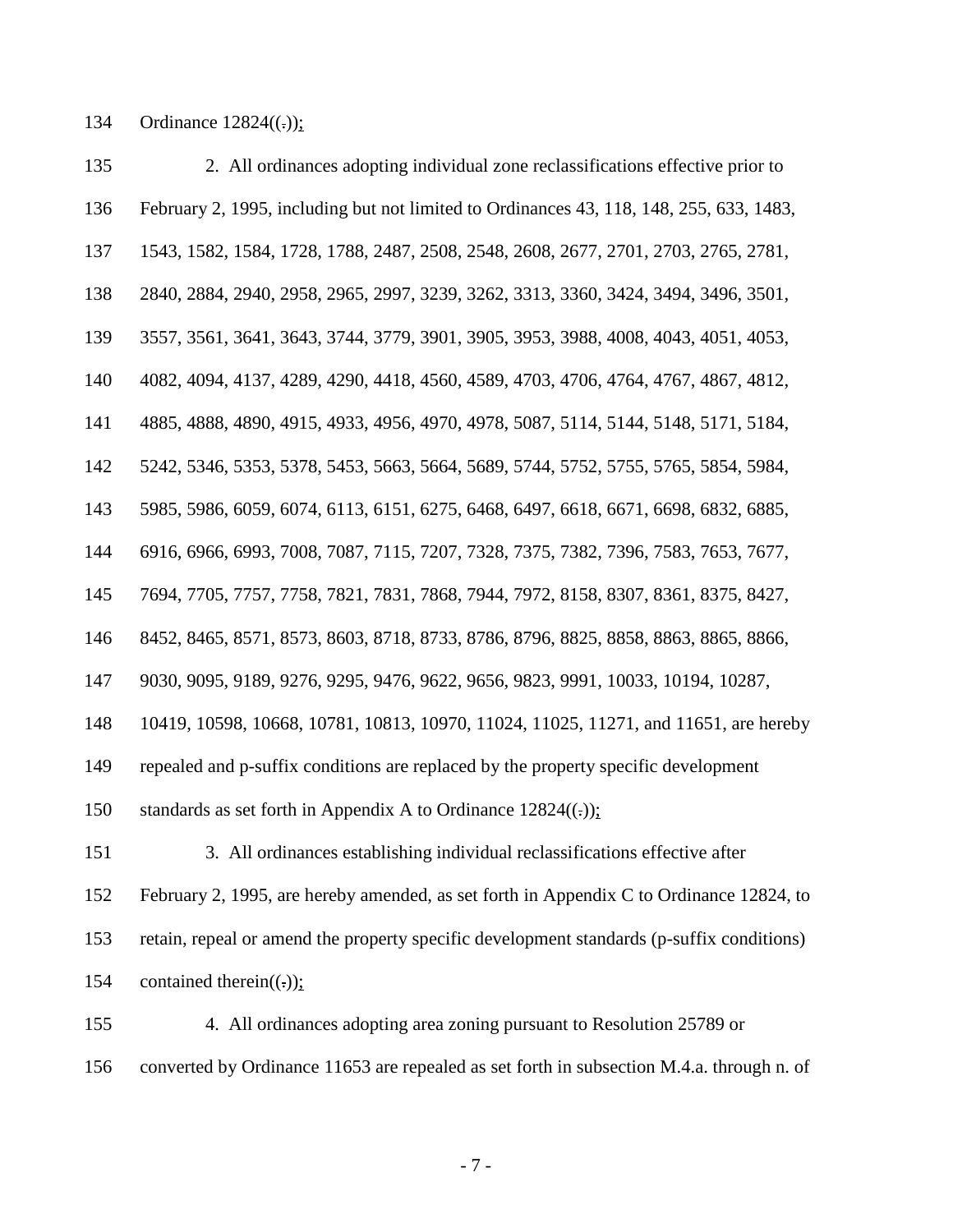134 Ordinance 12824((.));

135 2. All ordinances adopting individual zone reclassifications effective prior to

136 February 2, 1995, including but not limited to Ordinances 43, 118, 148, 255, 633, 1483,

137 1543, 1582, 1584, 1728, 1788, 2487, 2508, 2548, 2608, 2677, 2701, 2703, 2765, 2781,

138 2840, 2884, 2940, 2958, 2965, 2997, 3239, 3262, 3313, 3360, 3424, 3494, 3496, 3501,

139 3557, 3561, 3641, 3643, 3744, 3779, 3901, 3905, 3953, 3988, 4008, 4043, 4051, 4053,

140 4082, 4094, 4137, 4289, 4290, 4418, 4560, 4589, 4703, 4706, 4764, 4767, 4867, 4812,

141 4885, 4888, 4890, 4915, 4933, 4956, 4970, 4978, 5087, 5114, 5144, 5148, 5171, 5184,

142 5242, 5346, 5353, 5378, 5453, 5663, 5664, 5689, 5744, 5752, 5755, 5765, 5854, 5984,

143 5985, 5986, 6059, 6074, 6113, 6151, 6275, 6468, 6497, 6618, 6671, 6698, 6832, 6885,

144 6916, 6966, 6993, 7008, 7087, 7115, 7207, 7328, 7375, 7382, 7396, 7583, 7653, 7677,

145 7694, 7705, 7757, 7758, 7821, 7831, 7868, 7944, 7972, 8158, 8307, 8361, 8375, 8427,

146 8452, 8465, 8571, 8573, 8603, 8718, 8733, 8786, 8796, 8825, 8858, 8863, 8865, 8866,

147 9030, 9095, 9189, 9276, 9295, 9476, 9622, 9656, 9823, 9991, 10033, 10194, 10287,

148 10419, 10598, 10668, 10781, 10813, 10970, 11024, 11025, 11271, and 11651, are hereby

149 repealed and p-suffix conditions are replaced by the property specific development

150 standards as set forth in Appendix A to Ordinance 12824((.));

151 3. All ordinances establishing individual reclassifications effective after

152 February 2, 1995, are hereby amended, as set forth in Appendix C to Ordinance 12824, to

153 retain, repeal or amend the property specific development standards (p-suffix conditions)

154 contained therein((.));

155 4. All ordinances adopting area zoning pursuant to Resolution 25789 or

156 converted by Ordinance 11653 are repealed as set forth in subsection M.4.a. through n. of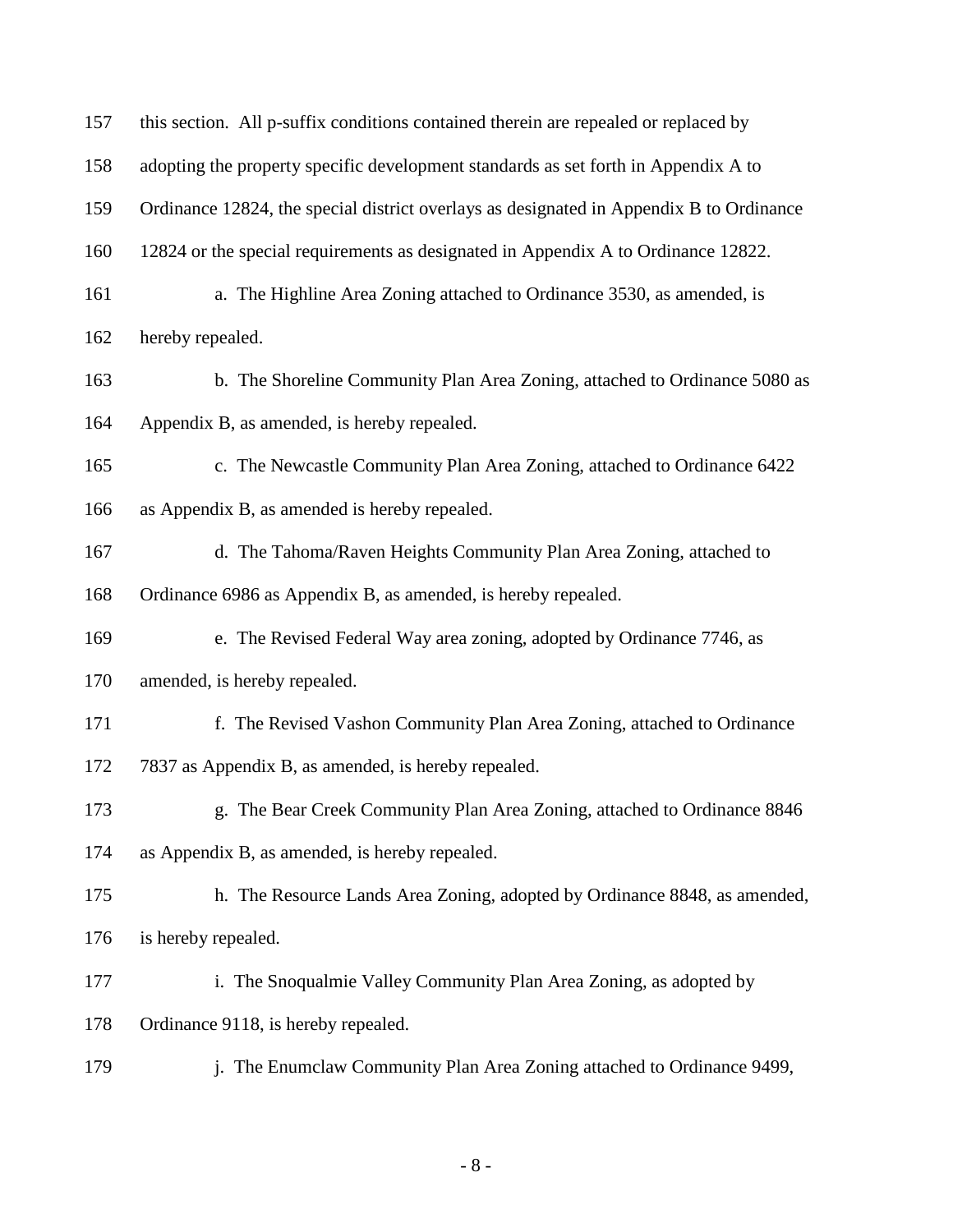this section. All p-suffix conditions contained therein are repealed or replaced by adopting the property specific development standards as set forth in Appendix A to Ordinance 12824, the special district overlays as designated in Appendix B to Ordinance 12824 or the special requirements as designated in Appendix A to Ordinance 12822.

a. The Highline Area Zoning attached to Ordinance 3530, as amended, is hereby repealed.

b. The Shoreline Community Plan Area Zoning, attached to Ordinance 5080 as Appendix B, as amended, is hereby repealed.

c. The Newcastle Community Plan Area Zoning, attached to Ordinance 6422 as Appendix B, as amended is hereby repealed.

d. The Tahoma/Raven Heights Community Plan Area Zoning, attached to Ordinance 6986 as Appendix B, as amended, is hereby repealed.

e. The Revised Federal Way area zoning, adopted by Ordinance 7746, as amended, is hereby repealed.

f. The Revised Vashon Community Plan Area Zoning, attached to Ordinance 7837 as Appendix B, as amended, is hereby repealed.

g. The Bear Creek Community Plan Area Zoning, attached to Ordinance 8846 as Appendix B, as amended, is hereby repealed.

h. The Resource Lands Area Zoning, adopted by Ordinance 8848, as amended, is hereby repealed.

i. The Snoqualmie Valley Community Plan Area Zoning, as adopted by Ordinance 9118, is hereby repealed.

j. The Enumclaw Community Plan Area Zoning attached to Ordinance 9499,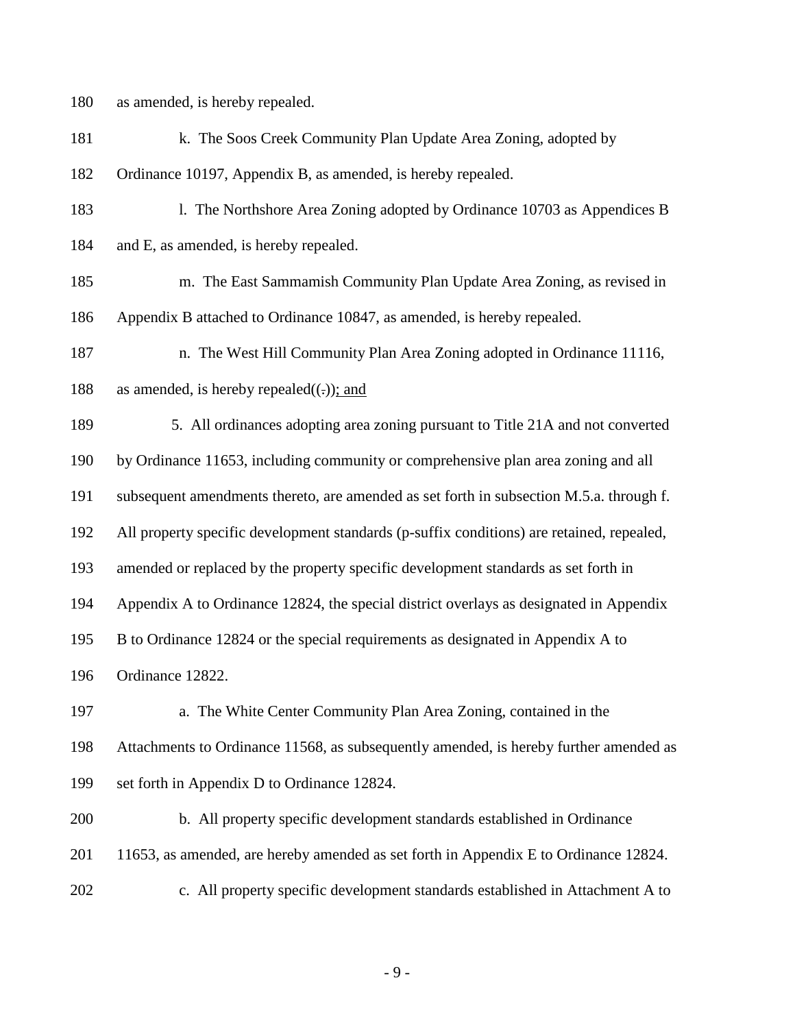as amended, is hereby repealed.

k. The Soos Creek Community Plan Update Area Zoning, adopted by Ordinance 10197, Appendix B, as amended, is hereby repealed.

l. The Northshore Area Zoning adopted by Ordinance 10703 as Appendices B and E, as amended, is hereby repealed.

m. The East Sammamish Community Plan Update Area Zoning, as revised in Appendix B attached to Ordinance 10847, as amended, is hereby repealed.

n. The West Hill Community Plan Area Zoning adopted in Ordinance 11116, as amended, is hereby repealed((.)); and

5. All ordinances adopting area zoning pursuant to Title 21A and not converted by Ordinance 11653, including community or comprehensive plan area zoning and all subsequent amendments thereto, are amended as set forth in subsection M.5.a. through f. All property specific development standards (p-suffix conditions) are retained, repealed, amended or replaced by the property specific development standards as set forth in Appendix A to Ordinance 12824, the special district overlays as designated in Appendix B to Ordinance 12824 or the special requirements as designated in Appendix A to Ordinance 12822.

a. The White Center Community Plan Area Zoning, contained in the Attachments to Ordinance 11568, as subsequently amended, is hereby further amended as set forth in Appendix D to Ordinance 12824.

b. All property specific development standards established in Ordinance 11653, as amended, are hereby amended as set forth in Appendix E to Ordinance 12824.

c. All property specific development standards established in Attachment A to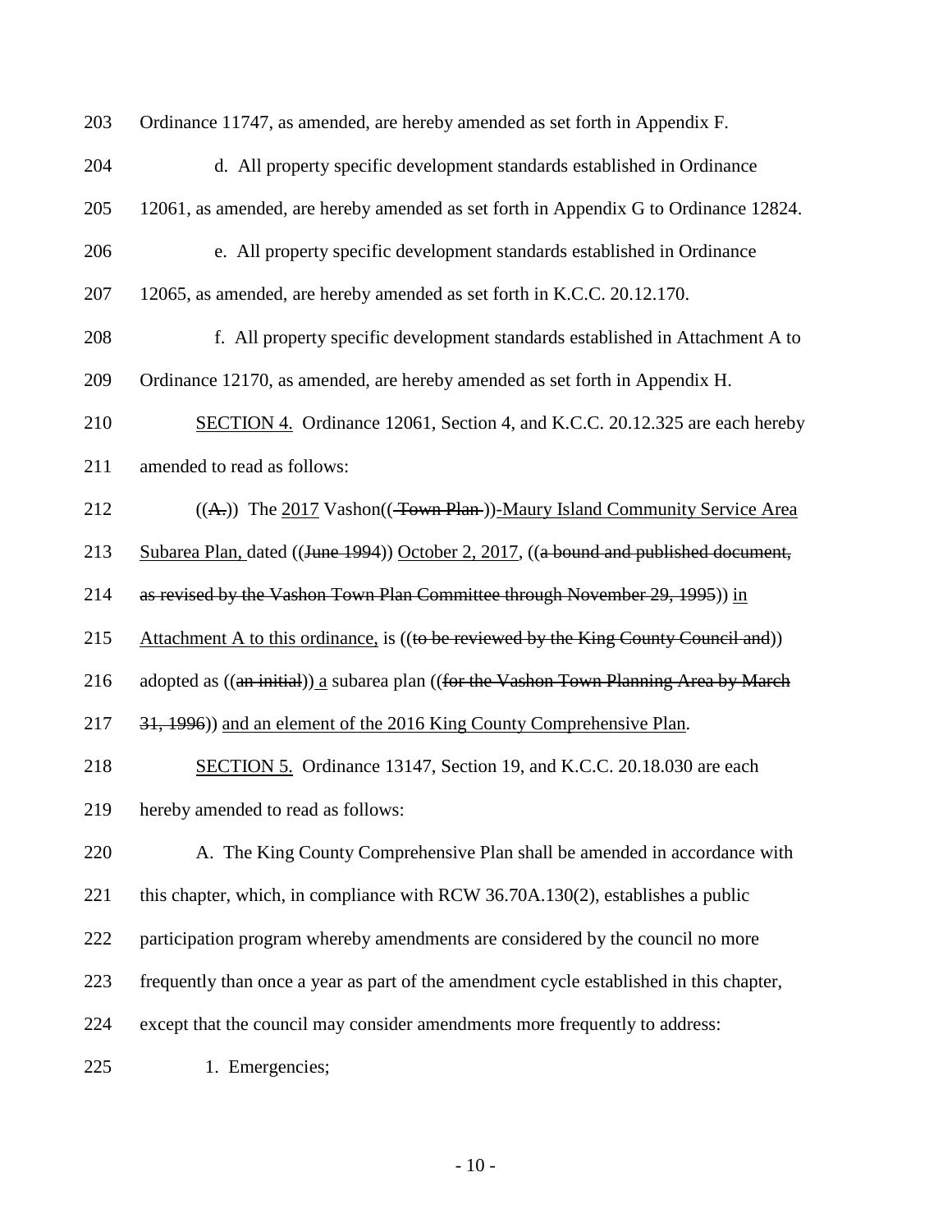203 Ordinance 11747, as amended, are hereby amended as set forth in Appendix F.

204 d. All property specific development standards established in Ordinance

205 12061, as amended, are hereby amended as set forth in Appendix G to Ordinance 12824.

206 e. All property specific development standards established in Ordinance

207 12065, as amended, are hereby amended as set forth in K.C.C. 20.12.170.

208 f. All property specific development standards established in Attachment A to

209 Ordinance 12170, as amended, are hereby amended as set forth in Appendix H.

210 <u>SECTION 4.</u> Ordinance 12061, Section 4, and K.C.C. 20.12.325 are each hereby

211 amended to read as follows:

212 ((~~A.~~)) The <u>2017</u> Vashon((~~ Town Plan ~~))<u>-Maury Island Community Service Area</u>

213 <u>Subarea Plan,</u> dated ((~~June 1994~~)) <u>October 2, 2017</u>, ((~~a bound and published document,~~

214 ~~as revised by the Vashon Town Plan Committee through November 29, 1995~~)) <u>in</u>

215 <u>Attachment A to this ordinance,</u> is ((~~to be reviewed by the King County Council and~~))

216 adopted as ((~~an initial~~)) <u>a</u> subarea plan ((~~for the Vashon Town Planning Area by March~~

217 ~~31, 1996~~)) <u>and an element of the 2016 King County Comprehensive Plan</u>.

218 <u>SECTION 5.</u> Ordinance 13147, Section 19, and K.C.C. 20.18.030 are each

219 hereby amended to read as follows:

220 A. The King County Comprehensive Plan shall be amended in accordance with

221 this chapter, which, in compliance with RCW 36.70A.130(2), establishes a public

222 participation program whereby amendments are considered by the council no more

223 frequently than once a year as part of the amendment cycle established in this chapter,

224 except that the council may consider amendments more frequently to address:

225 1. Emergencies;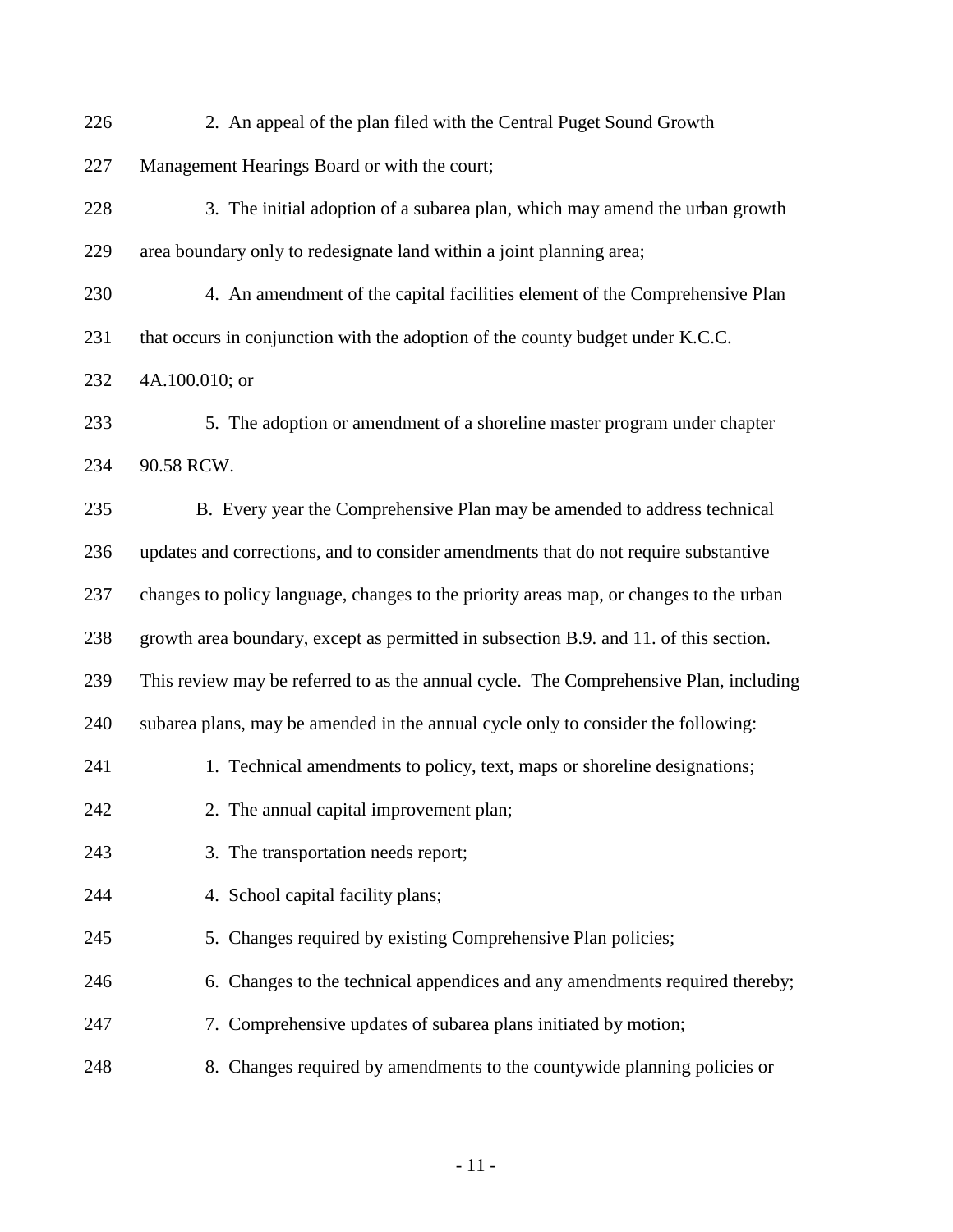2. An appeal of the plan filed with the Central Puget Sound Growth Management Hearings Board or with the court;

3. The initial adoption of a subarea plan, which may amend the urban growth area boundary only to redesignate land within a joint planning area;

4. An amendment of the capital facilities element of the Comprehensive Plan that occurs in conjunction with the adoption of the county budget under K.C.C. 4A.100.010; or

5. The adoption or amendment of a shoreline master program under chapter 90.58 RCW.

B. Every year the Comprehensive Plan may be amended to address technical updates and corrections, and to consider amendments that do not require substantive changes to policy language, changes to the priority areas map, or changes to the urban growth area boundary, except as permitted in subsection B.9. and 11. of this section. This review may be referred to as the annual cycle. The Comprehensive Plan, including subarea plans, may be amended in the annual cycle only to consider the following:

1. Technical amendments to policy, text, maps or shoreline designations;

2. The annual capital improvement plan;

3. The transportation needs report;

4. School capital facility plans;

5. Changes required by existing Comprehensive Plan policies;

6. Changes to the technical appendices and any amendments required thereby;

7. Comprehensive updates of subarea plans initiated by motion;

8. Changes required by amendments to the countywide planning policies or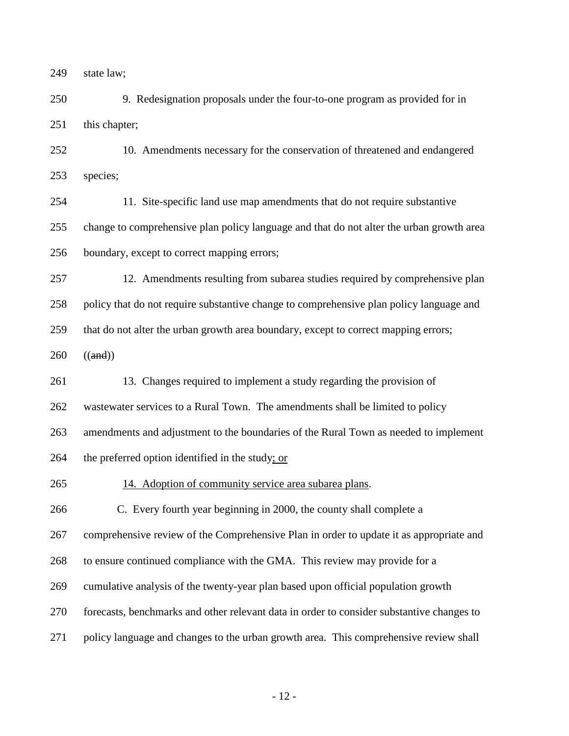249 state law;

250 9. Redesignation proposals under the four-to-one program as provided for in

251 this chapter;

252 10. Amendments necessary for the conservation of threatened and endangered

253 species;

254 11. Site-specific land use map amendments that do not require substantive

255 change to comprehensive plan policy language and that do not alter the urban growth area

256 boundary, except to correct mapping errors;

257 12. Amendments resulting from subarea studies required by comprehensive plan

258 policy that do not require substantive change to comprehensive plan policy language and

259 that do not alter the urban growth area boundary, except to correct mapping errors;

260 ((~~and~~))

261 13. Changes required to implement a study regarding the provision of

262 wastewater services to a Rural Town. The amendments shall be limited to policy

263 amendments and adjustment to the boundaries of the Rural Town as needed to implement

264 the preferred option identified in the study<u>; or</u>

265 <u>14. Adoption of community service area subarea plans</u>.

266 C. Every fourth year beginning in 2000, the county shall complete a

267 comprehensive review of the Comprehensive Plan in order to update it as appropriate and

268 to ensure continued compliance with the GMA. This review may provide for a

269 cumulative analysis of the twenty-year plan based upon official population growth

270 forecasts, benchmarks and other relevant data in order to consider substantive changes to

271 policy language and changes to the urban growth area. This comprehensive review shall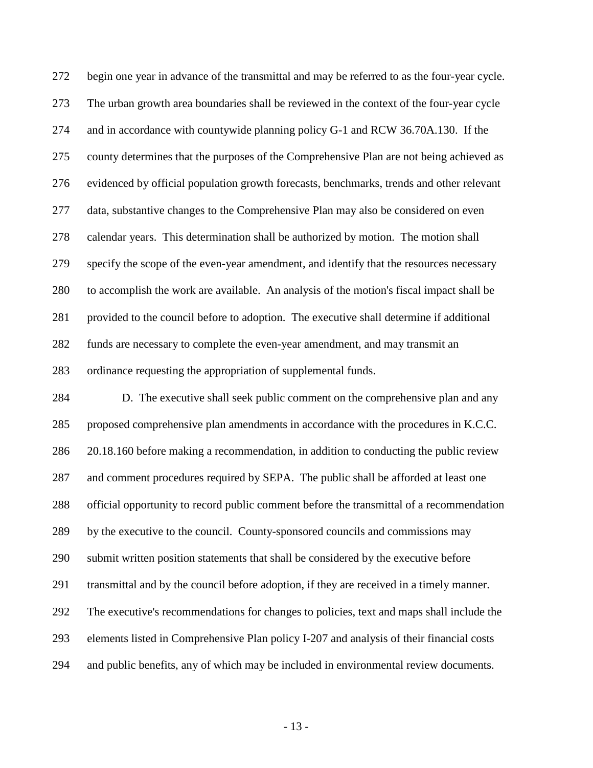begin one year in advance of the transmittal and may be referred to as the four-year cycle. The urban growth area boundaries shall be reviewed in the context of the four-year cycle and in accordance with countywide planning policy G-1 and RCW 36.70A.130. If the county determines that the purposes of the Comprehensive Plan are not being achieved as evidenced by official population growth forecasts, benchmarks, trends and other relevant data, substantive changes to the Comprehensive Plan may also be considered on even calendar years. This determination shall be authorized by motion. The motion shall specify the scope of the even-year amendment, and identify that the resources necessary to accomplish the work are available. An analysis of the motion's fiscal impact shall be provided to the council before to adoption. The executive shall determine if additional funds are necessary to complete the even-year amendment, and may transmit an ordinance requesting the appropriation of supplemental funds.

D. The executive shall seek public comment on the comprehensive plan and any proposed comprehensive plan amendments in accordance with the procedures in K.C.C. 20.18.160 before making a recommendation, in addition to conducting the public review and comment procedures required by SEPA. The public shall be afforded at least one official opportunity to record public comment before the transmittal of a recommendation by the executive to the council. County-sponsored councils and commissions may submit written position statements that shall be considered by the executive before transmittal and by the council before adoption, if they are received in a timely manner. The executive's recommendations for changes to policies, text and maps shall include the elements listed in Comprehensive Plan policy I-207 and analysis of their financial costs and public benefits, any of which may be included in environmental review documents.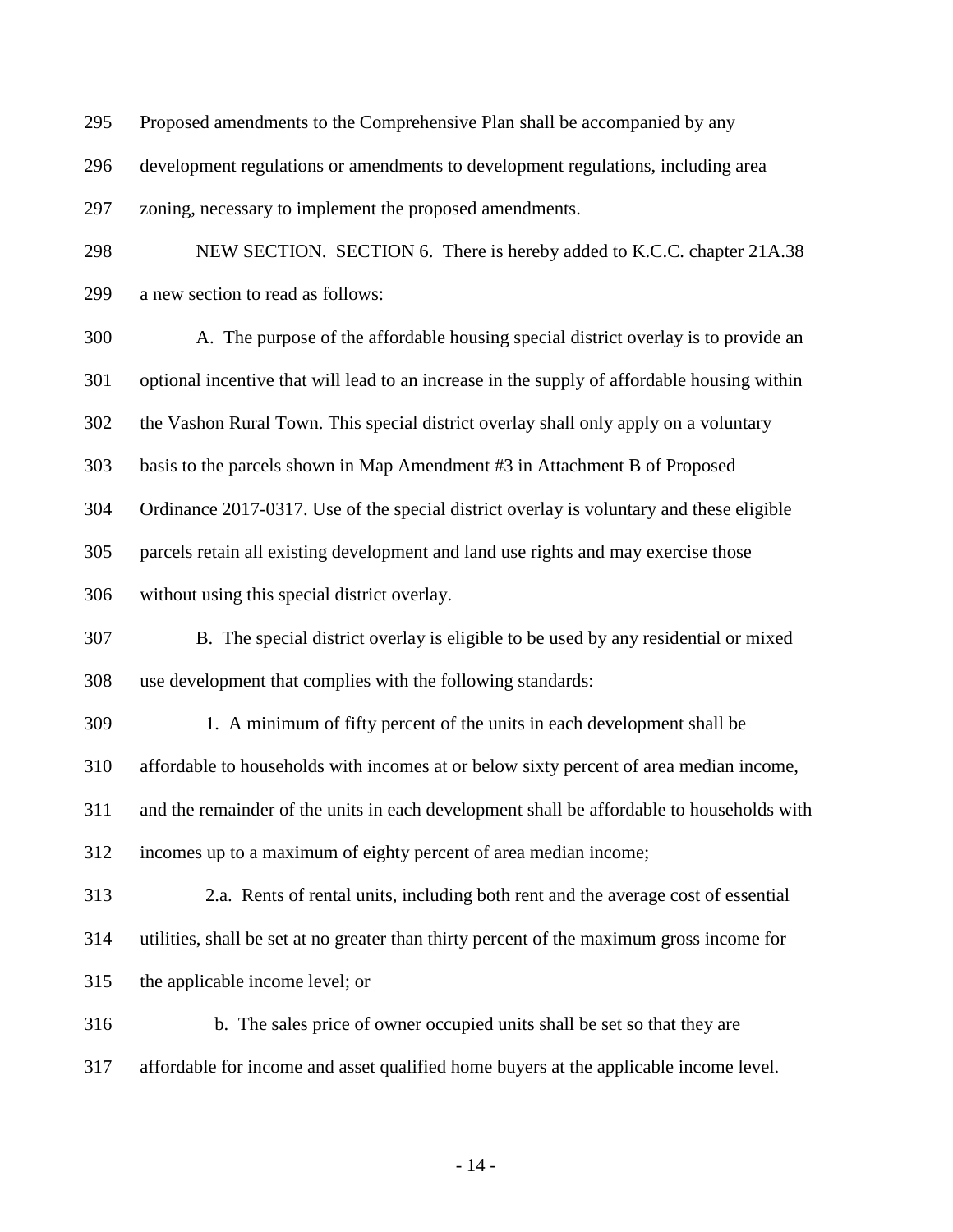Proposed amendments to the Comprehensive Plan shall be accompanied by any development regulations or amendments to development regulations, including area zoning, necessary to implement the proposed amendments.

<u>NEW SECTION. SECTION 6.</u> There is hereby added to K.C.C. chapter 21A.38 a new section to read as follows:

A. The purpose of the affordable housing special district overlay is to provide an optional incentive that will lead to an increase in the supply of affordable housing within the Vashon Rural Town. This special district overlay shall only apply on a voluntary basis to the parcels shown in Map Amendment #3 in Attachment B of Proposed Ordinance 2017-0317. Use of the special district overlay is voluntary and these eligible parcels retain all existing development and land use rights and may exercise those without using this special district overlay.

B. The special district overlay is eligible to be used by any residential or mixed use development that complies with the following standards:

1. A minimum of fifty percent of the units in each development shall be affordable to households with incomes at or below sixty percent of area median income, and the remainder of the units in each development shall be affordable to households with incomes up to a maximum of eighty percent of area median income;

2.a. Rents of rental units, including both rent and the average cost of essential utilities, shall be set at no greater than thirty percent of the maximum gross income for the applicable income level; or

b. The sales price of owner occupied units shall be set so that they are affordable for income and asset qualified home buyers at the applicable income level.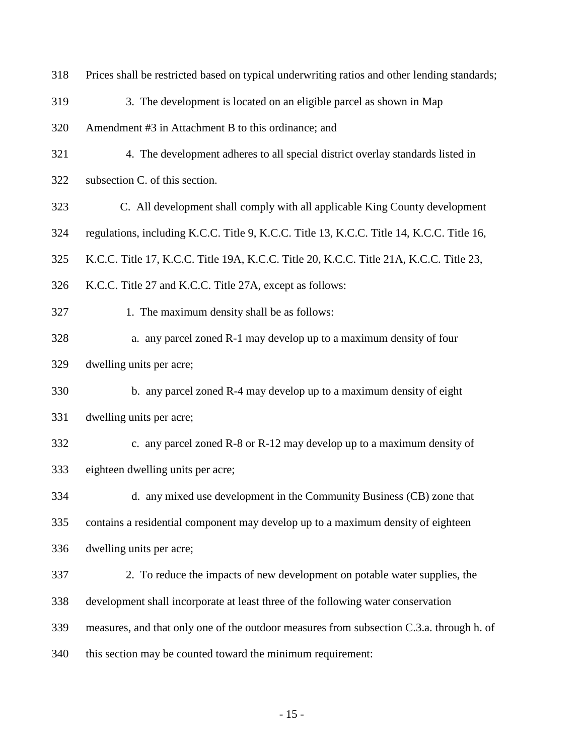318 Prices shall be restricted based on typical underwriting ratios and other lending standards;

319 3. The development is located on an eligible parcel as shown in Map

320 Amendment #3 in Attachment B to this ordinance; and

321 4. The development adheres to all special district overlay standards listed in

322 subsection C. of this section.

323 C. All development shall comply with all applicable King County development

324 regulations, including K.C.C. Title 9, K.C.C. Title 13, K.C.C. Title 14, K.C.C. Title 16,

325 K.C.C. Title 17, K.C.C. Title 19A, K.C.C. Title 20, K.C.C. Title 21A, K.C.C. Title 23,

326 K.C.C. Title 27 and K.C.C. Title 27A, except as follows:

327 1. The maximum density shall be as follows:

328 a. any parcel zoned R-1 may develop up to a maximum density of four

329 dwelling units per acre;

330 b. any parcel zoned R-4 may develop up to a maximum density of eight

331 dwelling units per acre;

332 c. any parcel zoned R-8 or R-12 may develop up to a maximum density of

333 eighteen dwelling units per acre;

334 d. any mixed use development in the Community Business (CB) zone that

335 contains a residential component may develop up to a maximum density of eighteen

336 dwelling units per acre;

337 2. To reduce the impacts of new development on potable water supplies, the

338 development shall incorporate at least three of the following water conservation

339 measures, and that only one of the outdoor measures from subsection C.3.a. through h. of

340 this section may be counted toward the minimum requirement: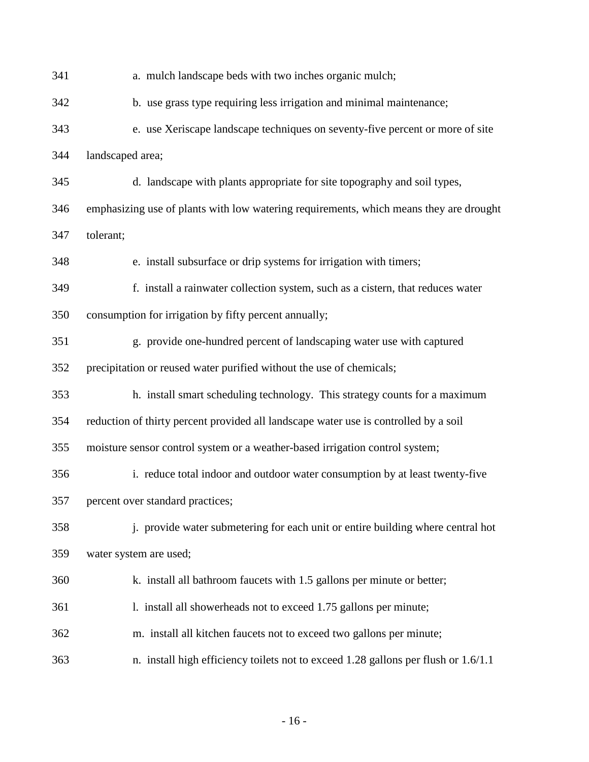a. mulch landscape beds with two inches organic mulch;

b. use grass type requiring less irrigation and minimal maintenance;

e. use Xeriscape landscape techniques on seventy-five percent or more of site landscaped area;

d. landscape with plants appropriate for site topography and soil types, emphasizing use of plants with low watering requirements, which means they are drought tolerant;

e. install subsurface or drip systems for irrigation with timers;

f. install a rainwater collection system, such as a cistern, that reduces water consumption for irrigation by fifty percent annually;

g. provide one-hundred percent of landscaping water use with captured precipitation or reused water purified without the use of chemicals;

h. install smart scheduling technology. This strategy counts for a maximum reduction of thirty percent provided all landscape water use is controlled by a soil moisture sensor control system or a weather-based irrigation control system;

i. reduce total indoor and outdoor water consumption by at least twenty-five percent over standard practices;

j. provide water submetering for each unit or entire building where central hot water system are used;

k. install all bathroom faucets with 1.5 gallons per minute or better;

l. install all showerheads not to exceed 1.75 gallons per minute;

m. install all kitchen faucets not to exceed two gallons per minute;

n. install high efficiency toilets not to exceed 1.28 gallons per flush or 1.6/1.1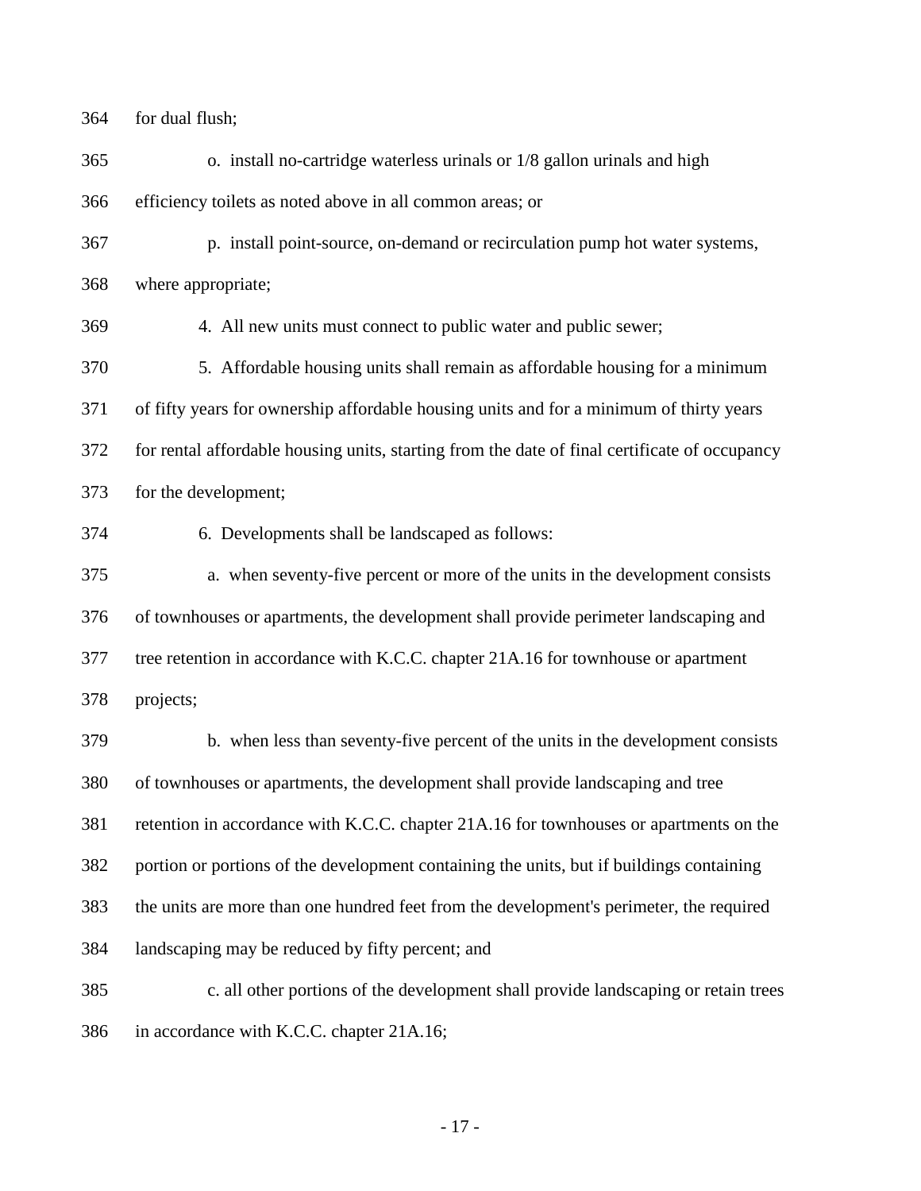364 for dual flush;

365 o. install no-cartridge waterless urinals or 1/8 gallon urinals and high

366 efficiency toilets as noted above in all common areas; or

367 p. install point-source, on-demand or recirculation pump hot water systems,

368 where appropriate;

369 4. All new units must connect to public water and public sewer;

370 5. Affordable housing units shall remain as affordable housing for a minimum

371 of fifty years for ownership affordable housing units and for a minimum of thirty years

372 for rental affordable housing units, starting from the date of final certificate of occupancy

373 for the development;

374 6. Developments shall be landscaped as follows:

375 a. when seventy-five percent or more of the units in the development consists

376 of townhouses or apartments, the development shall provide perimeter landscaping and

377 tree retention in accordance with K.C.C. chapter 21A.16 for townhouse or apartment

378 projects;

379 b. when less than seventy-five percent of the units in the development consists

380 of townhouses or apartments, the development shall provide landscaping and tree

381 retention in accordance with K.C.C. chapter 21A.16 for townhouses or apartments on the

382 portion or portions of the development containing the units, but if buildings containing

383 the units are more than one hundred feet from the development's perimeter, the required

384 landscaping may be reduced by fifty percent; and

385 c. all other portions of the development shall provide landscaping or retain trees

386 in accordance with K.C.C. chapter 21A.16;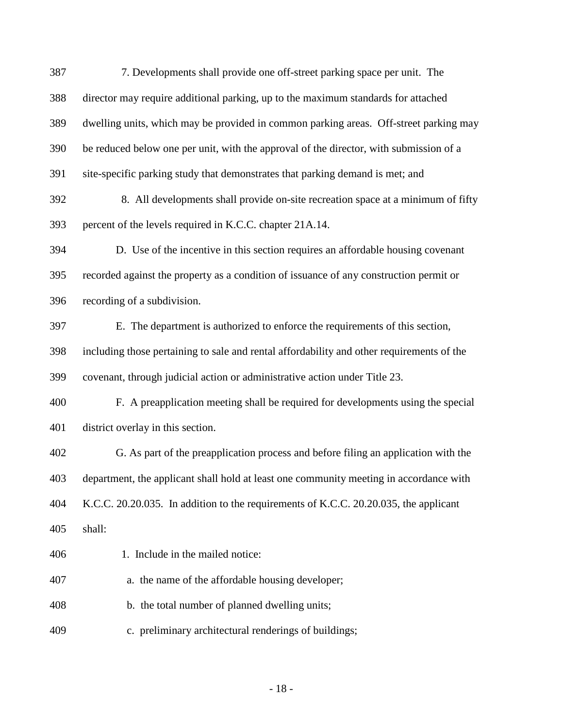7. Developments shall provide one off-street parking space per unit. The director may require additional parking, up to the maximum standards for attached dwelling units, which may be provided in common parking areas. Off-street parking may be reduced below one per unit, with the approval of the director, with submission of a site-specific parking study that demonstrates that parking demand is met; and

8. All developments shall provide on-site recreation space at a minimum of fifty percent of the levels required in K.C.C. chapter 21A.14.

D. Use of the incentive in this section requires an affordable housing covenant recorded against the property as a condition of issuance of any construction permit or recording of a subdivision.

E. The department is authorized to enforce the requirements of this section, including those pertaining to sale and rental affordability and other requirements of the covenant, through judicial action or administrative action under Title 23.

F. A preapplication meeting shall be required for developments using the special district overlay in this section.

G. As part of the preapplication process and before filing an application with the department, the applicant shall hold at least one community meeting in accordance with K.C.C. 20.20.035. In addition to the requirements of K.C.C. 20.20.035, the applicant shall:

1. Include in the mailed notice:

a. the name of the affordable housing developer;

b. the total number of planned dwelling units;

c. preliminary architectural renderings of buildings;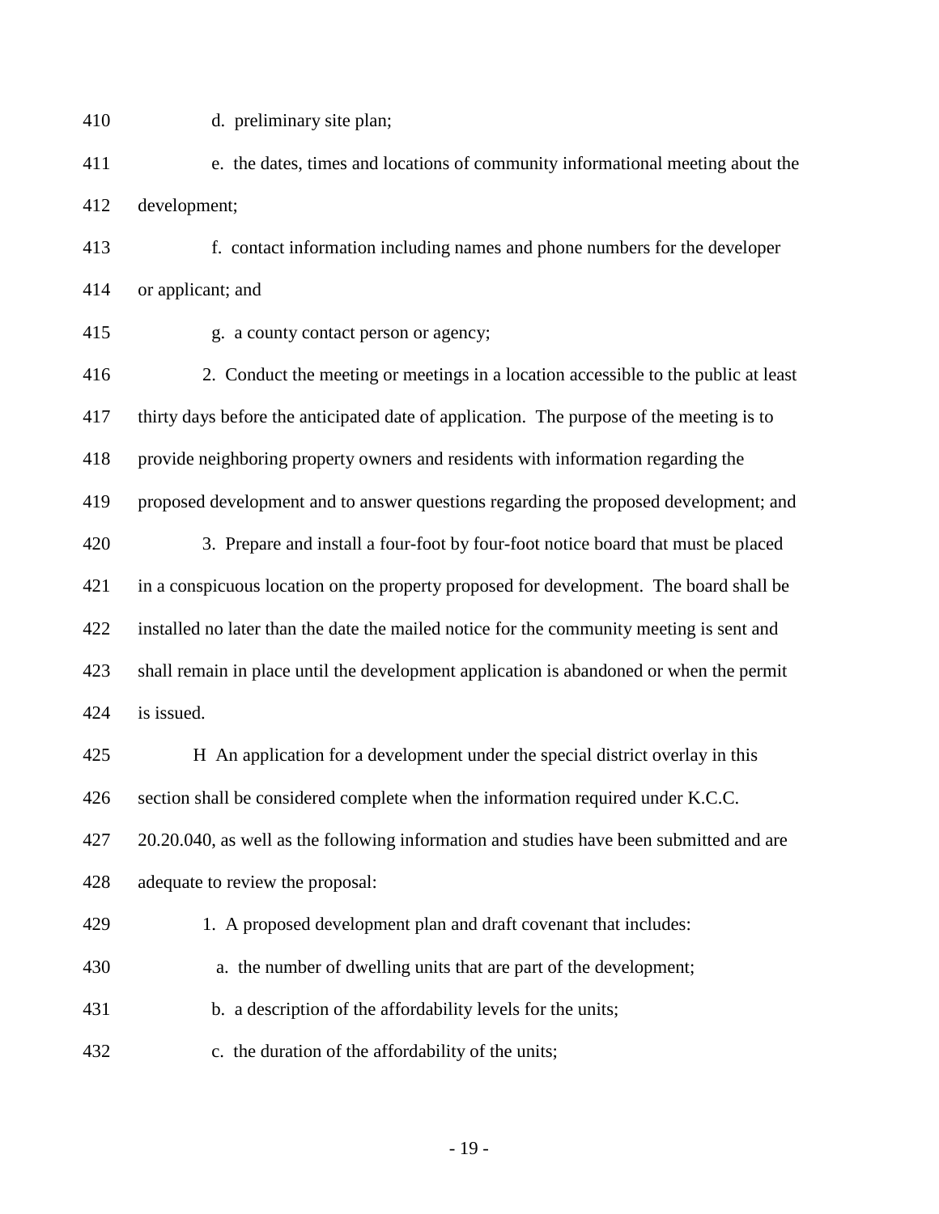d. preliminary site plan;

e. the dates, times and locations of community informational meeting about the development;

f. contact information including names and phone numbers for the developer or applicant; and

g. a county contact person or agency;

2. Conduct the meeting or meetings in a location accessible to the public at least thirty days before the anticipated date of application. The purpose of the meeting is to provide neighboring property owners and residents with information regarding the proposed development and to answer questions regarding the proposed development; and

3. Prepare and install a four-foot by four-foot notice board that must be placed in a conspicuous location on the property proposed for development. The board shall be installed no later than the date the mailed notice for the community meeting is sent and shall remain in place until the development application is abandoned or when the permit is issued.

H An application for a development under the special district overlay in this section shall be considered complete when the information required under K.C.C. 20.20.040, as well as the following information and studies have been submitted and are adequate to review the proposal:

1. A proposed development plan and draft covenant that includes:

a. the number of dwelling units that are part of the development;

b. a description of the affordability levels for the units;

c. the duration of the affordability of the units;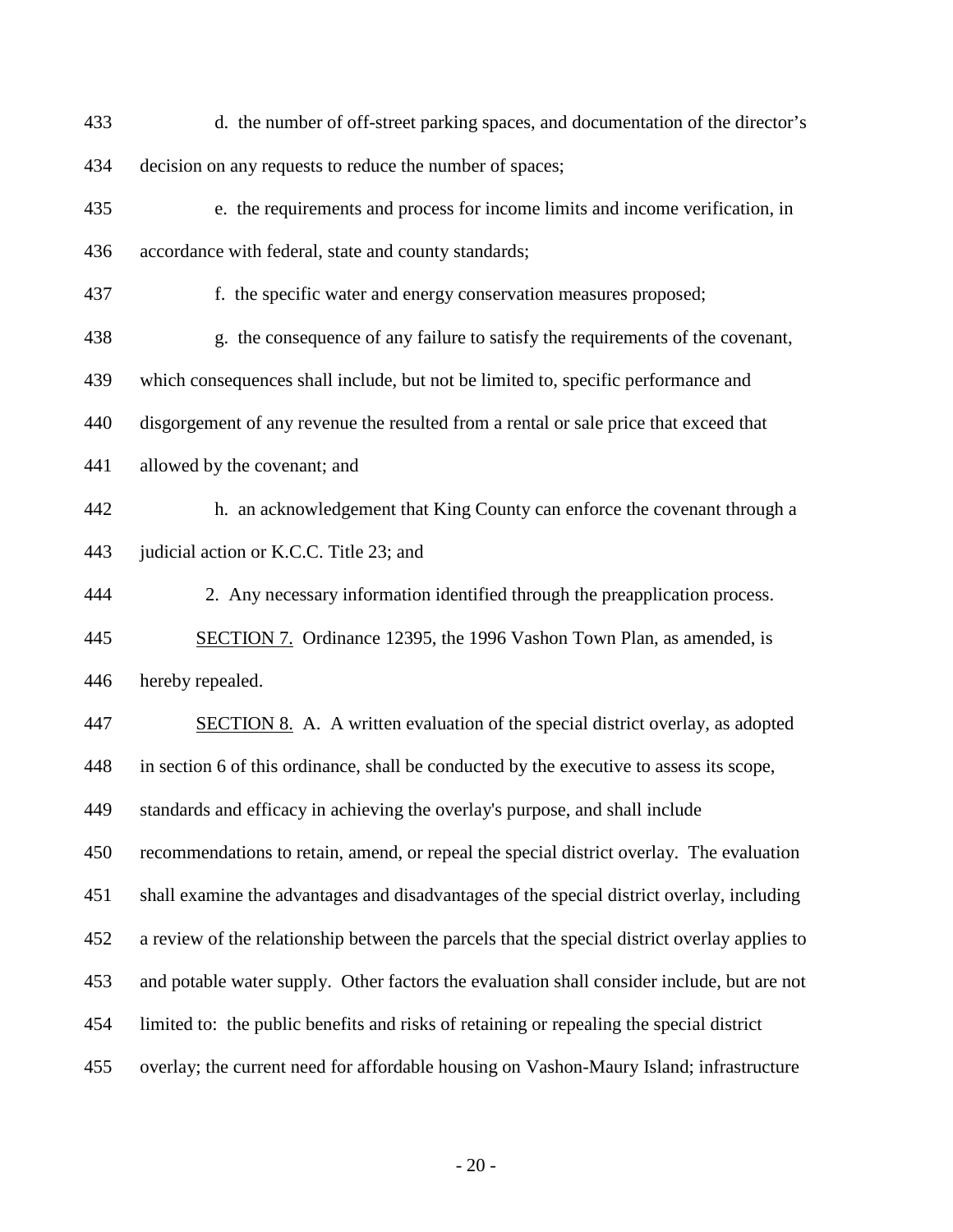d. the number of off-street parking spaces, and documentation of the director's decision on any requests to reduce the number of spaces;

e. the requirements and process for income limits and income verification, in accordance with federal, state and county standards;

f. the specific water and energy conservation measures proposed;

g. the consequence of any failure to satisfy the requirements of the covenant, which consequences shall include, but not be limited to, specific performance and disgorgement of any revenue the resulted from a rental or sale price that exceed that allowed by the covenant; and

h. an acknowledgement that King County can enforce the covenant through a judicial action or K.C.C. Title 23; and

2. Any necessary information identified through the preapplication process.

SECTION 7. Ordinance 12395, the 1996 Vashon Town Plan, as amended, is hereby repealed.

SECTION 8. A. A written evaluation of the special district overlay, as adopted in section 6 of this ordinance, shall be conducted by the executive to assess its scope, standards and efficacy in achieving the overlay's purpose, and shall include recommendations to retain, amend, or repeal the special district overlay. The evaluation shall examine the advantages and disadvantages of the special district overlay, including a review of the relationship between the parcels that the special district overlay applies to and potable water supply. Other factors the evaluation shall consider include, but are not limited to: the public benefits and risks of retaining or repealing the special district overlay; the current need for affordable housing on Vashon-Maury Island; infrastructure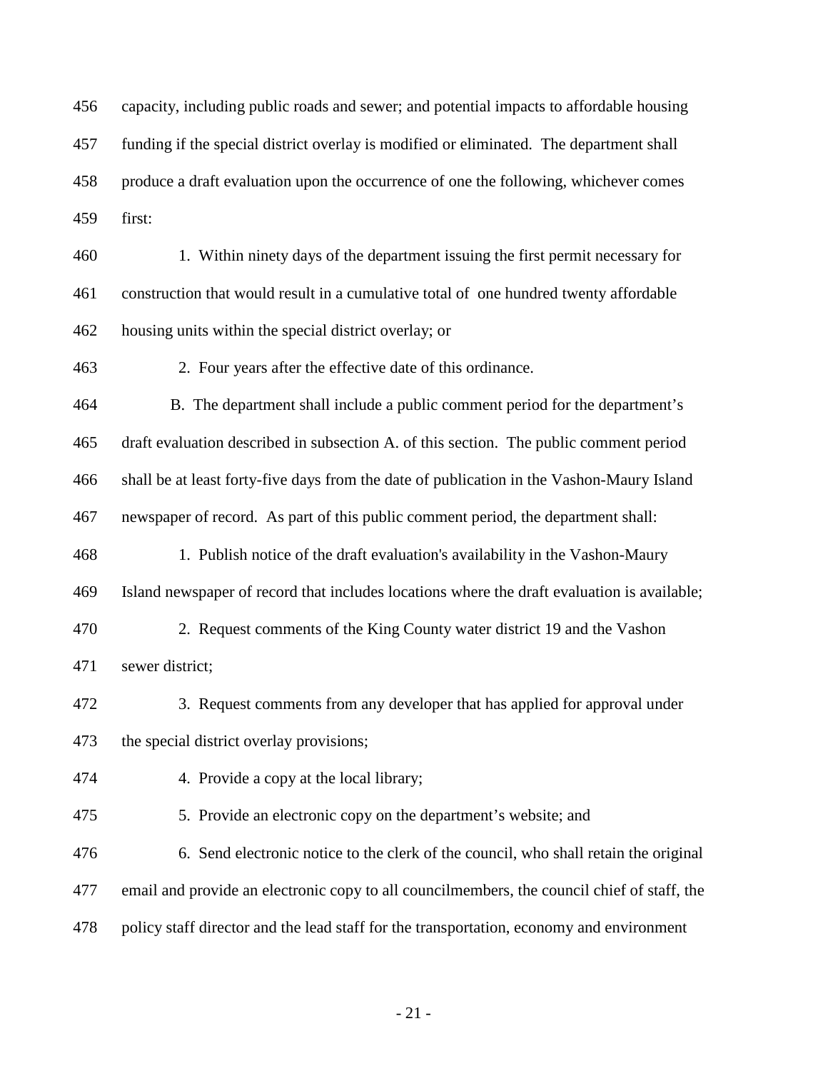456 capacity, including public roads and sewer; and potential impacts to affordable housing
457 funding if the special district overlay is modified or eliminated. The department shall
458 produce a draft evaluation upon the occurrence of one the following, whichever comes
459 first:

460 1. Within ninety days of the department issuing the first permit necessary for
461 construction that would result in a cumulative total of one hundred twenty affordable
462 housing units within the special district overlay; or

463 2. Four years after the effective date of this ordinance.

464 B. The department shall include a public comment period for the department's
465 draft evaluation described in subsection A. of this section. The public comment period
466 shall be at least forty-five days from the date of publication in the Vashon-Maury Island
467 newspaper of record. As part of this public comment period, the department shall:

468 1. Publish notice of the draft evaluation's availability in the Vashon-Maury
469 Island newspaper of record that includes locations where the draft evaluation is available;

470 2. Request comments of the King County water district 19 and the Vashon
471 sewer district;

472 3. Request comments from any developer that has applied for approval under
473 the special district overlay provisions;

474 4. Provide a copy at the local library;

475 5. Provide an electronic copy on the department's website; and

476 6. Send electronic notice to the clerk of the council, who shall retain the original
477 email and provide an electronic copy to all councilmembers, the council chief of staff, the
478 policy staff director and the lead staff for the transportation, economy and environment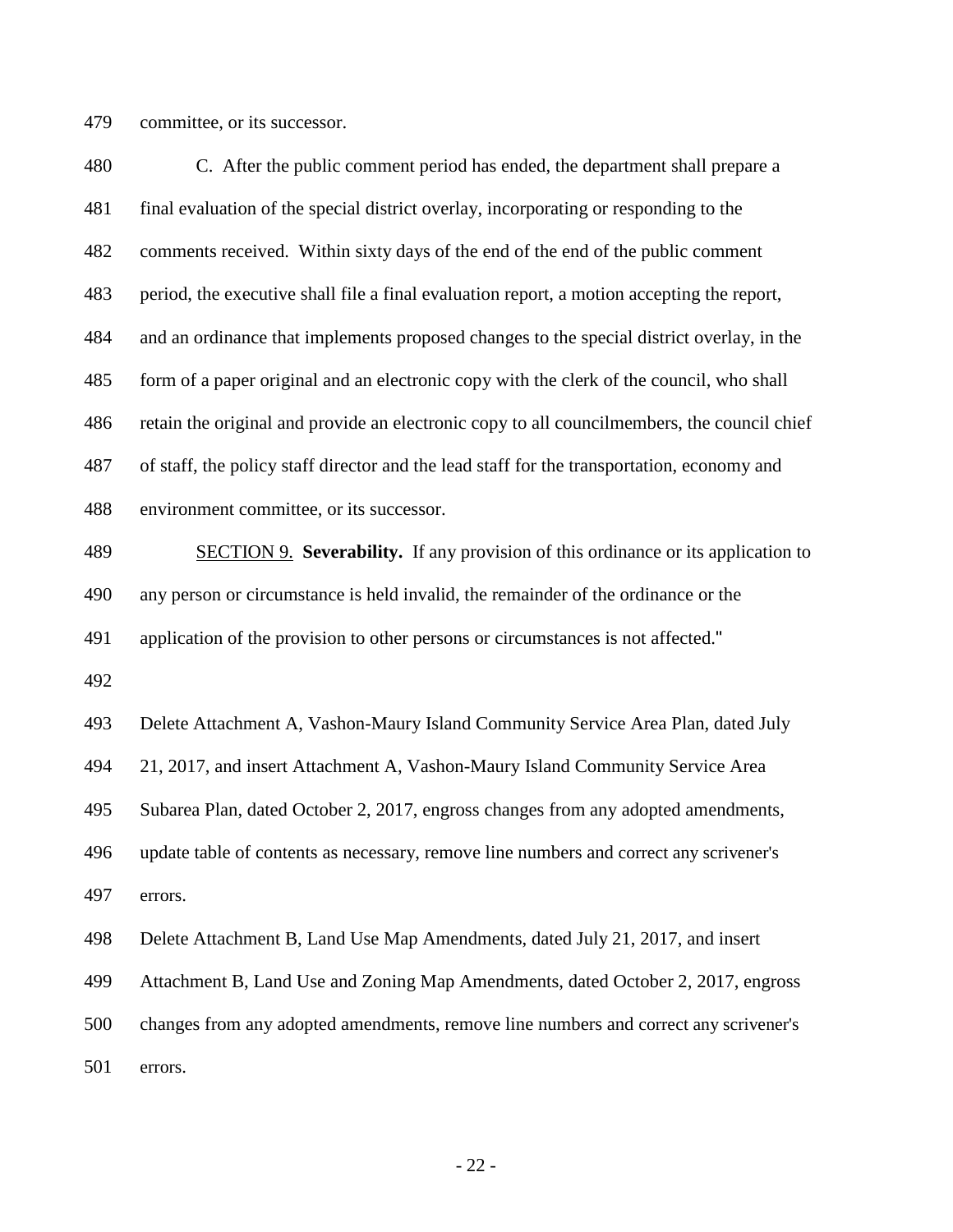479 committee, or its successor.

480 C. After the public comment period has ended, the department shall prepare a
481 final evaluation of the special district overlay, incorporating or responding to the
482 comments received. Within sixty days of the end of the end of the public comment
483 period, the executive shall file a final evaluation report, a motion accepting the report,
484 and an ordinance that implements proposed changes to the special district overlay, in the
485 form of a paper original and an electronic copy with the clerk of the council, who shall
486 retain the original and provide an electronic copy to all councilmembers, the council chief
487 of staff, the policy staff director and the lead staff for the transportation, economy and
488 environment committee, or its successor.

489 <u>SECTION 9.</u> **Severability.** If any provision of this ordinance or its application to
490 any person or circumstance is held invalid, the remainder of the ordinance or the
491 application of the provision to other persons or circumstances is not affected."

492

493 Delete Attachment A, Vashon-Maury Island Community Service Area Plan, dated July
494 21, 2017, and insert Attachment A, Vashon-Maury Island Community Service Area
495 Subarea Plan, dated October 2, 2017, engross changes from any adopted amendments,
496 update table of contents as necessary, remove line numbers and correct any scrivener's
497 errors.

498 Delete Attachment B, Land Use Map Amendments, dated July 21, 2017, and insert
499 Attachment B, Land Use and Zoning Map Amendments, dated October 2, 2017, engross
500 changes from any adopted amendments, remove line numbers and correct any scrivener's
501 errors.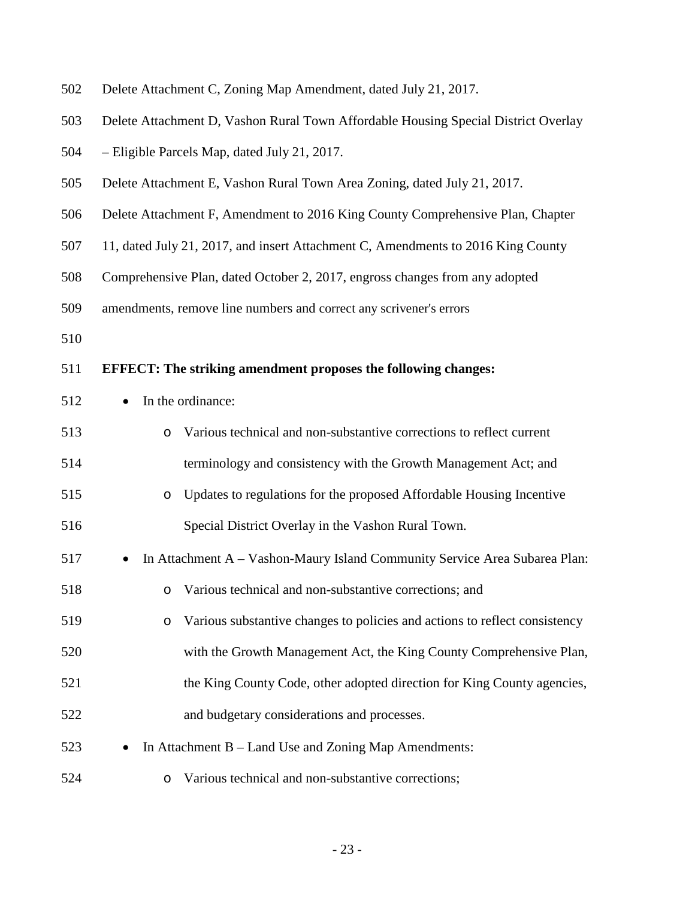Delete Attachment C, Zoning Map Amendment, dated July 21, 2017.

Delete Attachment D, Vashon Rural Town Affordable Housing Special District Overlay – Eligible Parcels Map, dated July 21, 2017.

Delete Attachment E, Vashon Rural Town Area Zoning, dated July 21, 2017.

Delete Attachment F, Amendment to 2016 King County Comprehensive Plan, Chapter 11, dated July 21, 2017, and insert Attachment C, Amendments to 2016 King County Comprehensive Plan, dated October 2, 2017, engross changes from any adopted amendments, remove line numbers and correct any scrivener's errors

**EFFECT: The striking amendment proposes the following changes:**

- In the ordinance:
  - Various technical and non-substantive corrections to reflect current terminology and consistency with the Growth Management Act; and
  - Updates to regulations for the proposed Affordable Housing Incentive Special District Overlay in the Vashon Rural Town.
- In Attachment A – Vashon-Maury Island Community Service Area Subarea Plan:
  - Various technical and non-substantive corrections; and
  - Various substantive changes to policies and actions to reflect consistency with the Growth Management Act, the King County Comprehensive Plan, the King County Code, other adopted direction for King County agencies, and budgetary considerations and processes.
- In Attachment B – Land Use and Zoning Map Amendments:
  - Various technical and non-substantive corrections;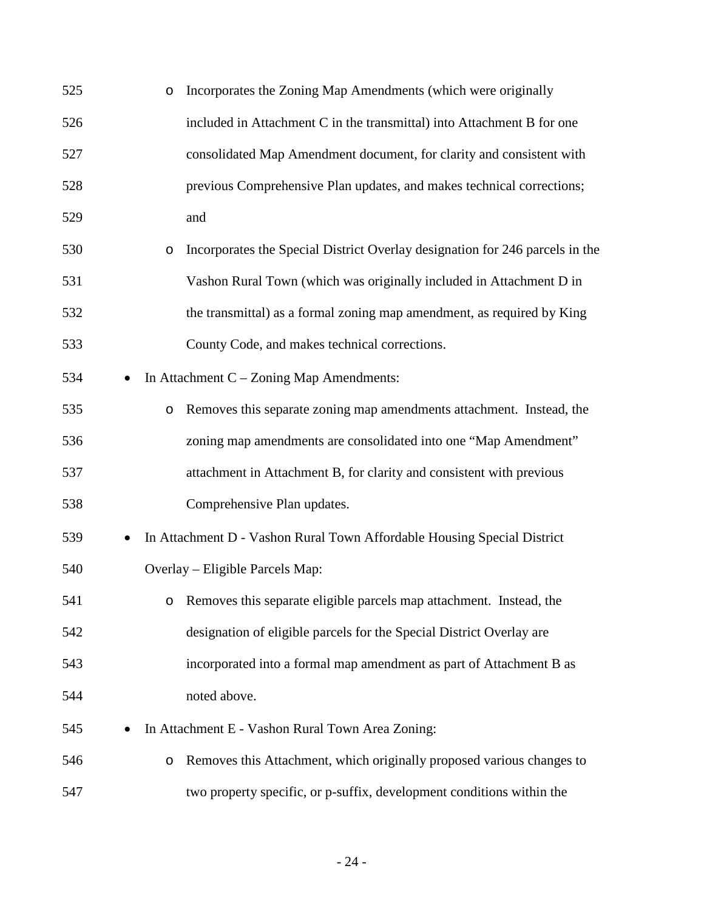- Incorporates the Zoning Map Amendments (which were originally included in Attachment C in the transmittal) into Attachment B for one consolidated Map Amendment document, for clarity and consistent with previous Comprehensive Plan updates, and makes technical corrections; and
- Incorporates the Special District Overlay designation for 246 parcels in the Vashon Rural Town (which was originally included in Attachment D in the transmittal) as a formal zoning map amendment, as required by King County Code, and makes technical corrections.

- In Attachment C – Zoning Map Amendments:
  - Removes this separate zoning map amendments attachment. Instead, the zoning map amendments are consolidated into one "Map Amendment" attachment in Attachment B, for clarity and consistent with previous Comprehensive Plan updates.
- In Attachment D - Vashon Rural Town Affordable Housing Special District Overlay – Eligible Parcels Map:
  - Removes this separate eligible parcels map attachment. Instead, the designation of eligible parcels for the Special District Overlay are incorporated into a formal map amendment as part of Attachment B as noted above.
- In Attachment E - Vashon Rural Town Area Zoning:
  - Removes this Attachment, which originally proposed various changes to two property specific, or p-suffix, development conditions within the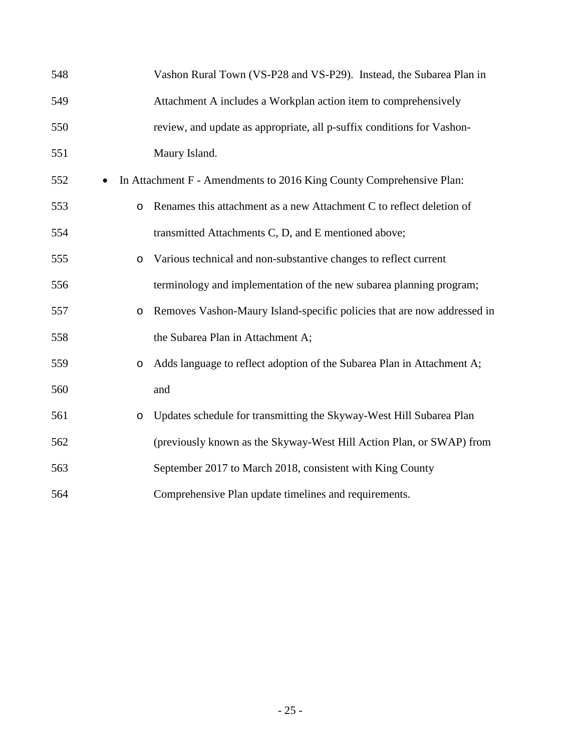Vashon Rural Town (VS-P28 and VS-P29). Instead, the Subarea Plan in Attachment A includes a Workplan action item to comprehensively review, and update as appropriate, all p-suffix conditions for Vashon-Maury Island.

- In Attachment F - Amendments to 2016 King County Comprehensive Plan:
  - Renames this attachment as a new Attachment C to reflect deletion of transmitted Attachments C, D, and E mentioned above;
  - Various technical and non-substantive changes to reflect current terminology and implementation of the new subarea planning program;
  - Removes Vashon-Maury Island-specific policies that are now addressed in the Subarea Plan in Attachment A;
  - Adds language to reflect adoption of the Subarea Plan in Attachment A; and
  - Updates schedule for transmitting the Skyway-West Hill Subarea Plan (previously known as the Skyway-West Hill Action Plan, or SWAP) from September 2017 to March 2018, consistent with King County Comprehensive Plan update timelines and requirements.